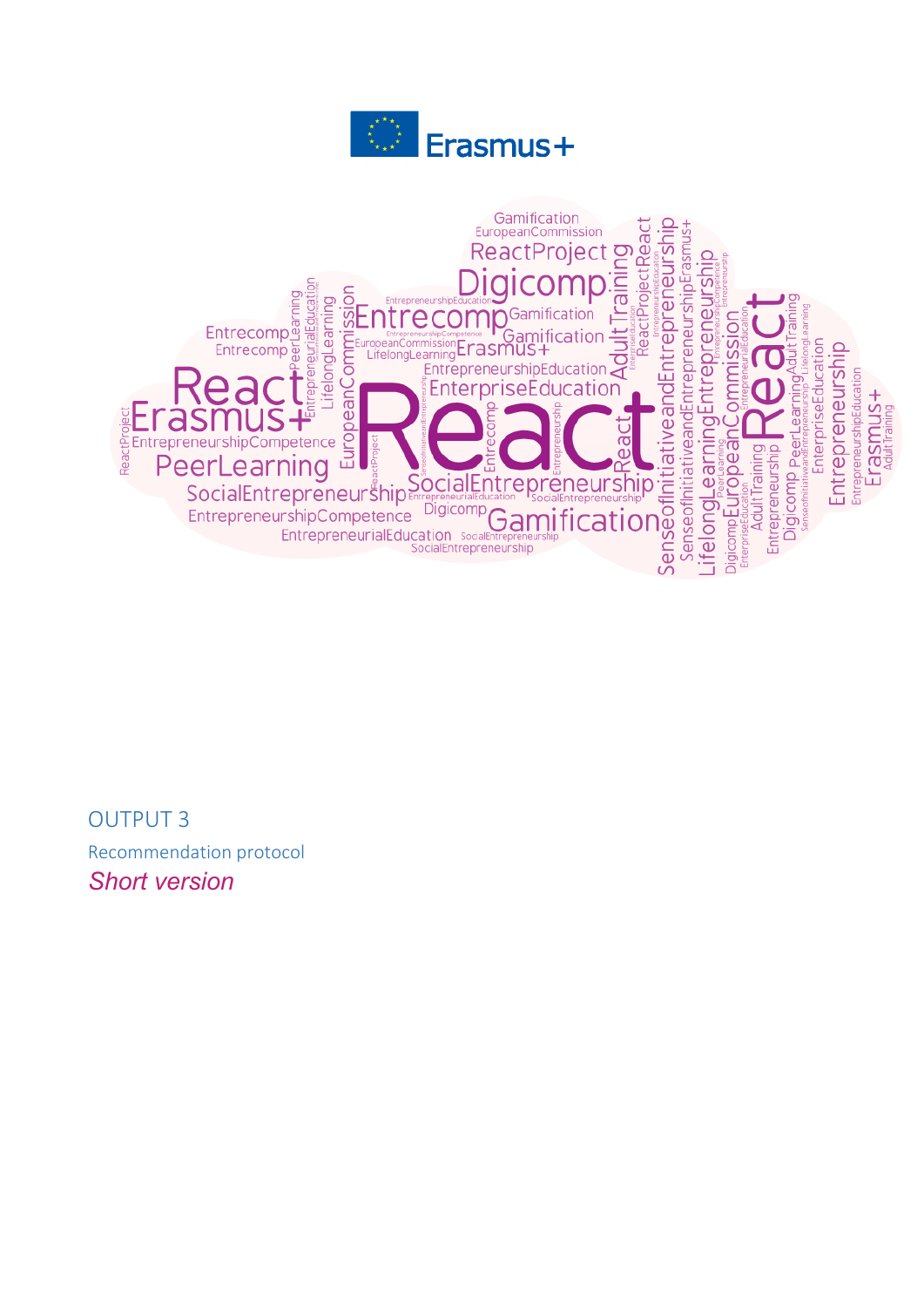Erasmus+

OUTPUT 3

Recommendation protocol

*Short version*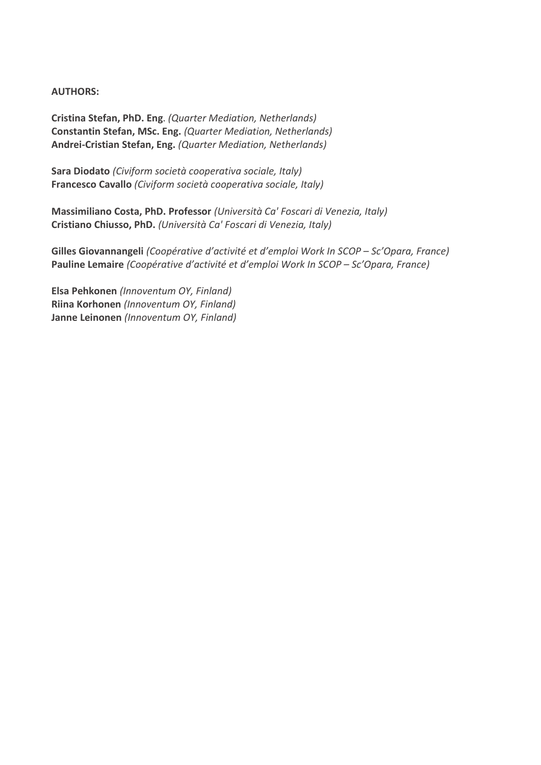**AUTHORS:**

**Cristina Stefan, PhD. Eng**. *(Quarter Mediation, Netherlands)*
**Constantin Stefan, MSc. Eng.** *(Quarter Mediation, Netherlands)*
**Andrei-Cristian Stefan, Eng.** *(Quarter Mediation, Netherlands)*

**Sara Diodato** *(Civiform società cooperativa sociale, Italy)*
**Francesco Cavallo** *(Civiform società cooperativa sociale, Italy)*

**Massimiliano Costa, PhD. Professor** *(Università Ca' Foscari di Venezia, Italy)*
**Cristiano Chiusso, PhD.** *(Università Ca' Foscari di Venezia, Italy)*

**Gilles Giovannangeli** *(Coopérative d'activité et d'emploi Work In SCOP – Sc'Opara, France)*
**Pauline Lemaire** *(Coopérative d'activité et d'emploi Work In SCOP – Sc'Opara, France)*

**Elsa Pehkonen** *(Innoventum OY, Finland)*
**Riina Korhonen** *(Innoventum OY, Finland)*
**Janne Leinonen** *(Innoventum OY, Finland)*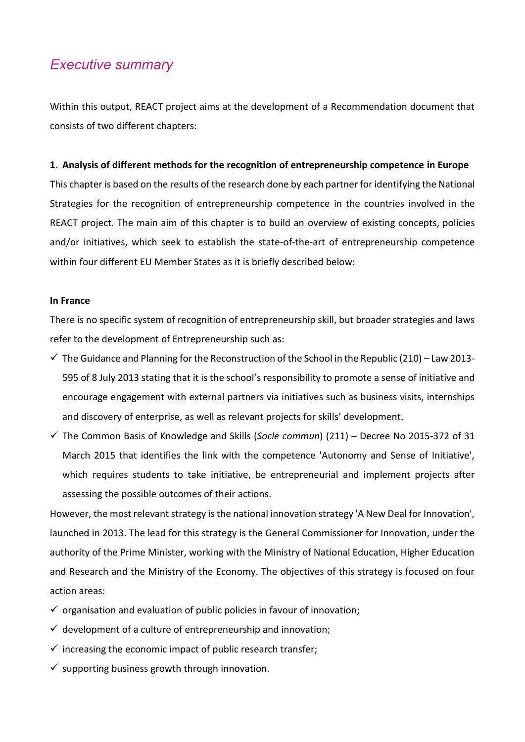# *Executive summary*

Within this output, REACT project aims at the development of a Recommendation document that consists of two different chapters:

**1. Analysis of different methods for the recognition of entrepreneurship competence in Europe**

This chapter is based on the results of the research done by each partner for identifying the National Strategies for the recognition of entrepreneurship competence in the countries involved in the REACT project. The main aim of this chapter is to build an overview of existing concepts, policies and/or initiatives, which seek to establish the state-of-the-art of entrepreneurship competence within four different EU Member States as it is briefly described below:

**In France**

There is no specific system of recognition of entrepreneurship skill, but broader strategies and laws refer to the development of Entrepreneurship such as:

- ✓ The Guidance and Planning for the Reconstruction of the School in the Republic (210) – Law 2013-595 of 8 July 2013 stating that it is the school's responsibility to promote a sense of initiative and encourage engagement with external partners via initiatives such as business visits, internships and discovery of enterprise, as well as relevant projects for skills' development.
- ✓ The Common Basis of Knowledge and Skills (*Socle commun*) (211) – Decree No 2015-372 of 31 March 2015 that identifies the link with the competence 'Autonomy and Sense of Initiative', which requires students to take initiative, be entrepreneurial and implement projects after assessing the possible outcomes of their actions.

However, the most relevant strategy is the national innovation strategy 'A New Deal for Innovation', launched in 2013. The lead for this strategy is the General Commissioner for Innovation, under the authority of the Prime Minister, working with the Ministry of National Education, Higher Education and Research and the Ministry of the Economy. The objectives of this strategy is focused on four action areas:

- ✓ organisation and evaluation of public policies in favour of innovation;
- ✓ development of a culture of entrepreneurship and innovation;
- ✓ increasing the economic impact of public research transfer;
- ✓ supporting business growth through innovation.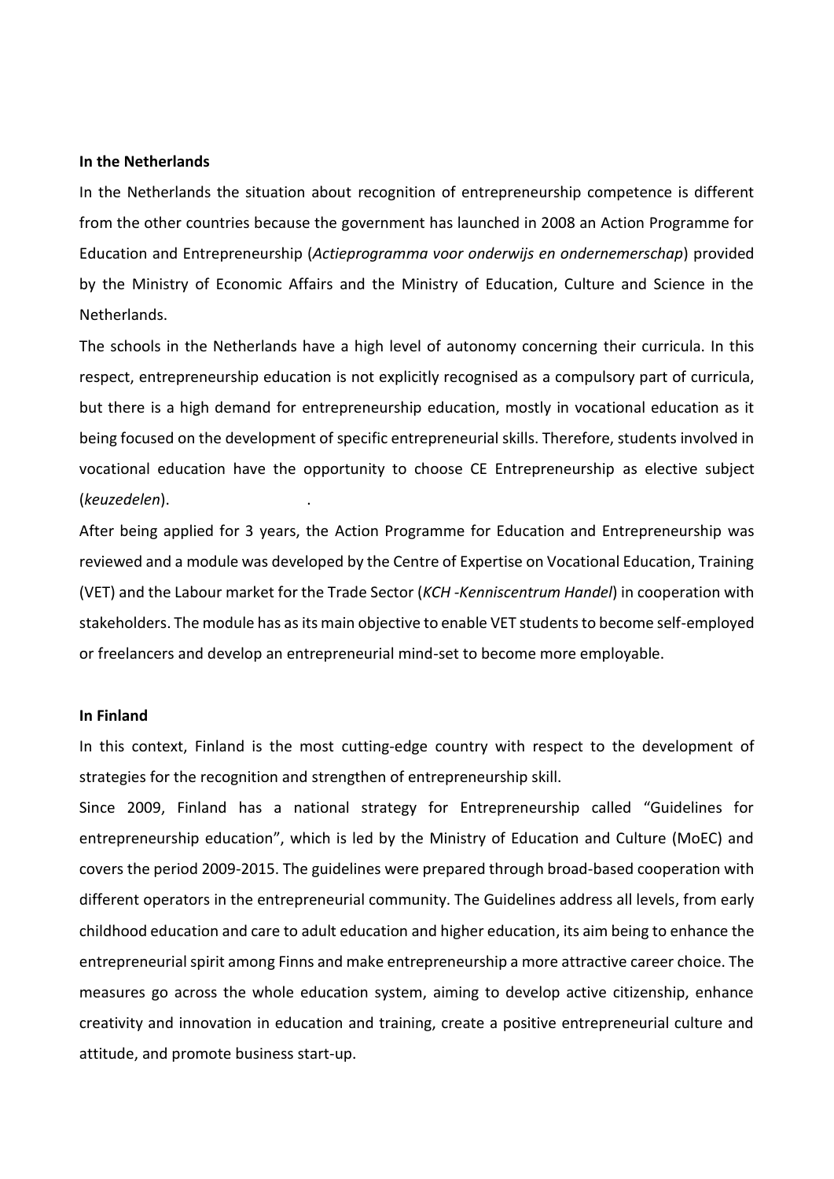**In the Netherlands**

In the Netherlands the situation about recognition of entrepreneurship competence is different from the other countries because the government has launched in 2008 an Action Programme for Education and Entrepreneurship (*Actieprogramma voor onderwijs en ondernemerschap*) provided by the Ministry of Economic Affairs and the Ministry of Education, Culture and Science in the Netherlands.

The schools in the Netherlands have a high level of autonomy concerning their curricula. In this respect, entrepreneurship education is not explicitly recognised as a compulsory part of curricula, but there is a high demand for entrepreneurship education, mostly in vocational education as it being focused on the development of specific entrepreneurial skills. Therefore, students involved in vocational education have the opportunity to choose CE Entrepreneurship as elective subject (*keuzedelen*).

After being applied for 3 years, the Action Programme for Education and Entrepreneurship was reviewed and a module was developed by the Centre of Expertise on Vocational Education, Training (VET) and the Labour market for the Trade Sector (*KCH -Kenniscentrum Handel*) in cooperation with stakeholders. The module has as its main objective to enable VET students to become self-employed or freelancers and develop an entrepreneurial mind-set to become more employable.

**In Finland**

In this context, Finland is the most cutting-edge country with respect to the development of strategies for the recognition and strengthen of entrepreneurship skill.

Since 2009, Finland has a national strategy for Entrepreneurship called "Guidelines for entrepreneurship education", which is led by the Ministry of Education and Culture (MoEC) and covers the period 2009-2015. The guidelines were prepared through broad-based cooperation with different operators in the entrepreneurial community. The Guidelines address all levels, from early childhood education and care to adult education and higher education, its aim being to enhance the entrepreneurial spirit among Finns and make entrepreneurship a more attractive career choice. The measures go across the whole education system, aiming to develop active citizenship, enhance creativity and innovation in education and training, create a positive entrepreneurial culture and attitude, and promote business start-up.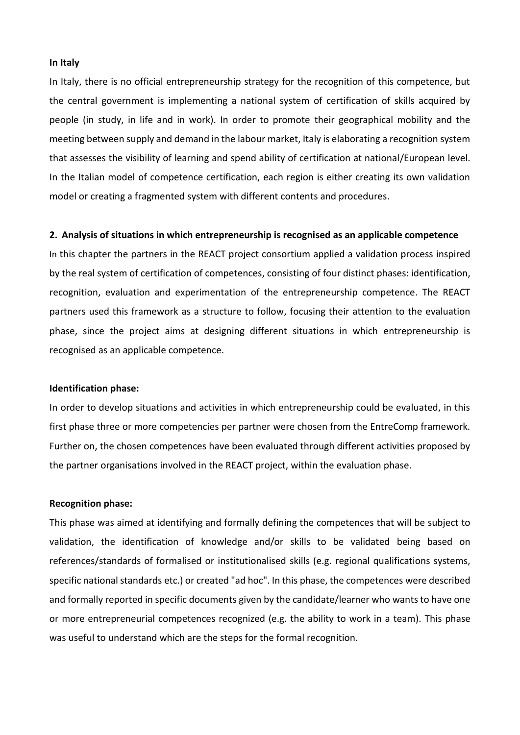**In Italy**

In Italy, there is no official entrepreneurship strategy for the recognition of this competence, but the central government is implementing a national system of certification of skills acquired by people (in study, in life and in work). In order to promote their geographical mobility and the meeting between supply and demand in the labour market, Italy is elaborating a recognition system that assesses the visibility of learning and spend ability of certification at national/European level. In the Italian model of competence certification, each region is either creating its own validation model or creating a fragmented system with different contents and procedures.

## 2. Analysis of situations in which entrepreneurship is recognised as an applicable competence

In this chapter the partners in the REACT project consortium applied a validation process inspired by the real system of certification of competences, consisting of four distinct phases: identification, recognition, evaluation and experimentation of the entrepreneurship competence. The REACT partners used this framework as a structure to follow, focusing their attention to the evaluation phase, since the project aims at designing different situations in which entrepreneurship is recognised as an applicable competence.

**Identification phase:**

In order to develop situations and activities in which entrepreneurship could be evaluated, in this first phase three or more competencies per partner were chosen from the EntreComp framework. Further on, the chosen competences have been evaluated through different activities proposed by the partner organisations involved in the REACT project, within the evaluation phase.

**Recognition phase:**

This phase was aimed at identifying and formally defining the competences that will be subject to validation, the identification of knowledge and/or skills to be validated being based on references/standards of formalised or institutionalised skills (e.g. regional qualifications systems, specific national standards etc.) or created "ad hoc". In this phase, the competences were described and formally reported in specific documents given by the candidate/learner who wants to have one or more entrepreneurial competences recognized (e.g. the ability to work in a team). This phase was useful to understand which are the steps for the formal recognition.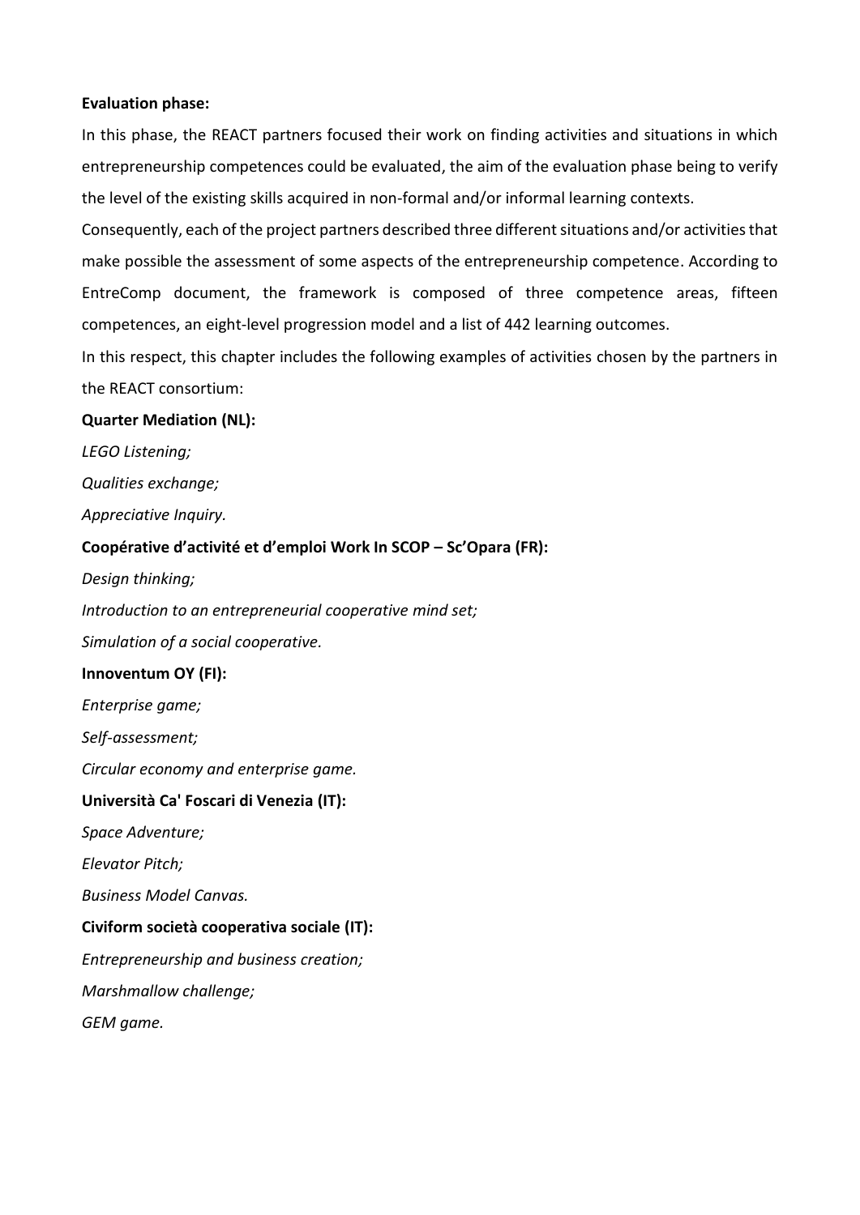**Evaluation phase:**

In this phase, the REACT partners focused their work on finding activities and situations in which entrepreneurship competences could be evaluated, the aim of the evaluation phase being to verify the level of the existing skills acquired in non-formal and/or informal learning contexts.

Consequently, each of the project partners described three different situations and/or activities that make possible the assessment of some aspects of the entrepreneurship competence. According to EntreComp document, the framework is composed of three competence areas, fifteen competences, an eight-level progression model and a list of 442 learning outcomes.

In this respect, this chapter includes the following examples of activities chosen by the partners in the REACT consortium:

**Quarter Mediation (NL):**

*LEGO Listening;*

*Qualities exchange;*

*Appreciative Inquiry.*

**Coopérative d'activité et d'emploi Work In SCOP – Sc'Opara (FR):**

*Design thinking;*

*Introduction to an entrepreneurial cooperative mind set;*

*Simulation of a social cooperative.*

**Innoventum OY (FI):**

*Enterprise game;*

*Self-assessment;*

*Circular economy and enterprise game.*

**Università Ca' Foscari di Venezia (IT):**

*Space Adventure;*

*Elevator Pitch;*

*Business Model Canvas.*

**Civiform società cooperativa sociale (IT):**

*Entrepreneurship and business creation;*

*Marshmallow challenge;*

*GEM game.*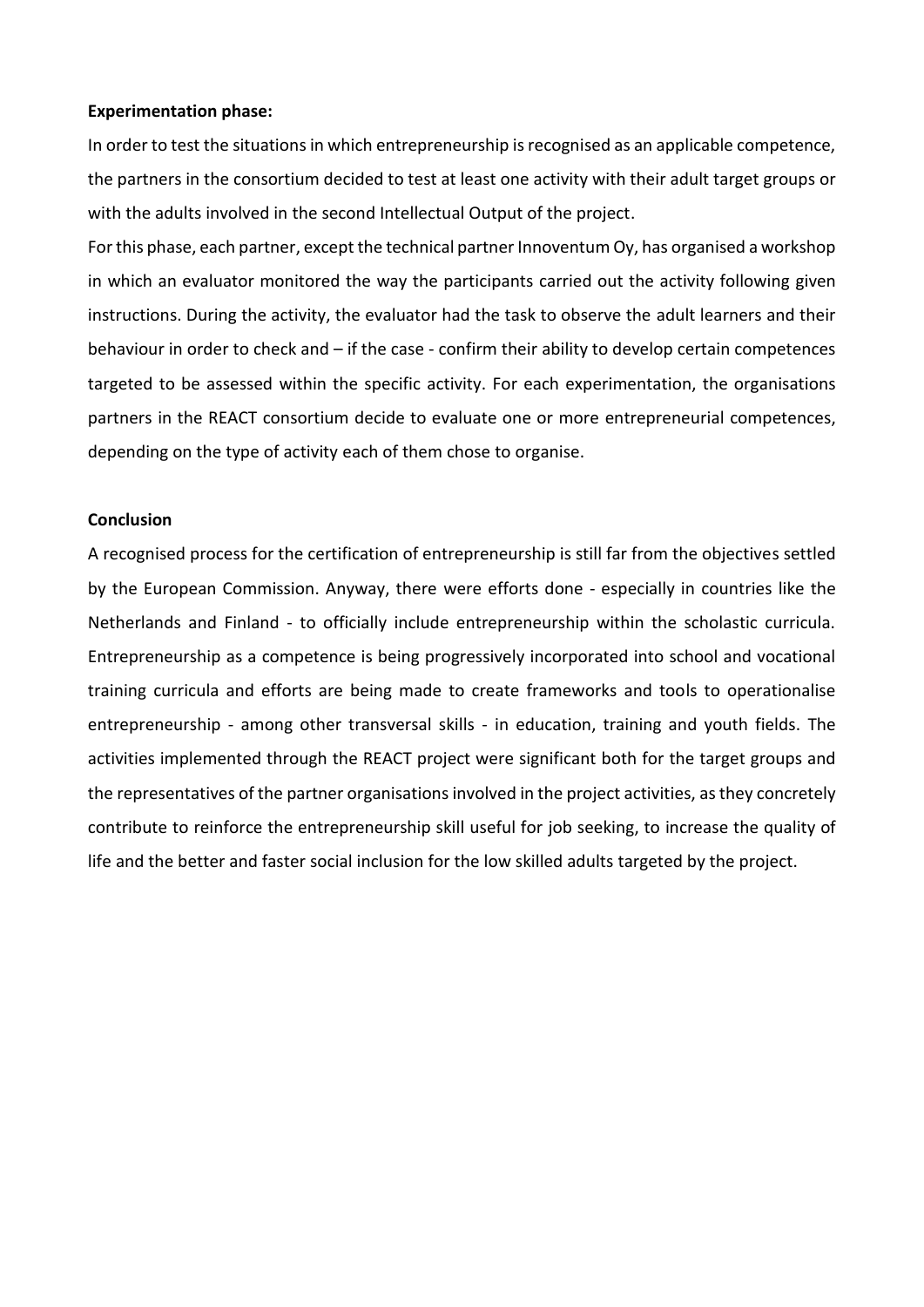**Experimentation phase:**

In order to test the situations in which entrepreneurship is recognised as an applicable competence, the partners in the consortium decided to test at least one activity with their adult target groups or with the adults involved in the second Intellectual Output of the project.

For this phase, each partner, except the technical partner Innoventum Oy, has organised a workshop in which an evaluator monitored the way the participants carried out the activity following given instructions. During the activity, the evaluator had the task to observe the adult learners and their behaviour in order to check and – if the case - confirm their ability to develop certain competences targeted to be assessed within the specific activity. For each experimentation, the organisations partners in the REACT consortium decide to evaluate one or more entrepreneurial competences, depending on the type of activity each of them chose to organise.

**Conclusion**

A recognised process for the certification of entrepreneurship is still far from the objectives settled by the European Commission. Anyway, there were efforts done - especially in countries like the Netherlands and Finland - to officially include entrepreneurship within the scholastic curricula. Entrepreneurship as a competence is being progressively incorporated into school and vocational training curricula and efforts are being made to create frameworks and tools to operationalise entrepreneurship - among other transversal skills - in education, training and youth fields. The activities implemented through the REACT project were significant both for the target groups and the representatives of the partner organisations involved in the project activities, as they concretely contribute to reinforce the entrepreneurship skill useful for job seeking, to increase the quality of life and the better and faster social inclusion for the low skilled adults targeted by the project.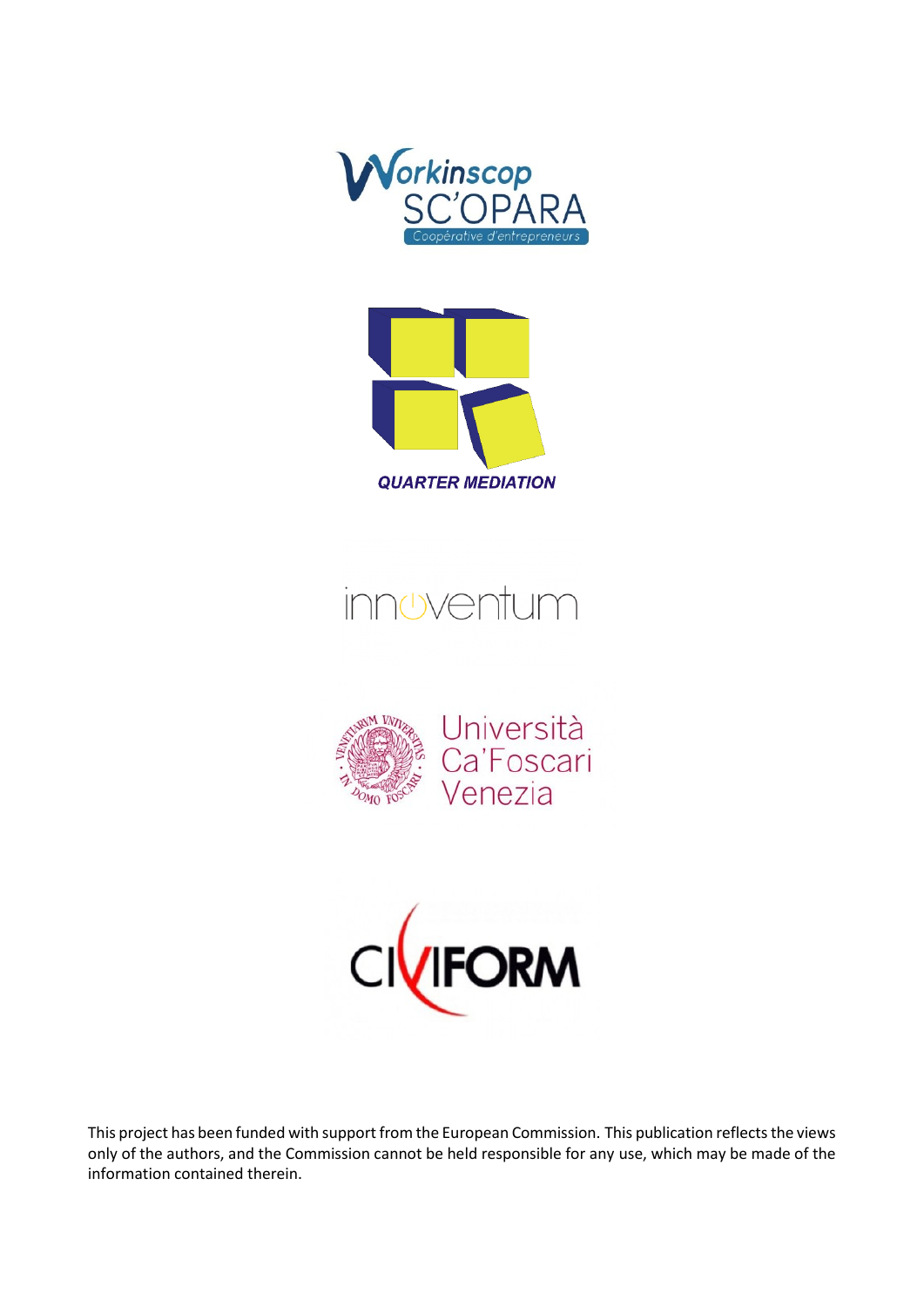Workinscop SC'OPARA Coopérative d'entrepreneurs

QUARTER MEDIATION

innoventum

Università Ca'Foscari Venezia

CIVIFORM

This project has been funded with support from the European Commission. This publication reflects the views only of the authors, and the Commission cannot be held responsible for any use, which may be made of the information contained therein.